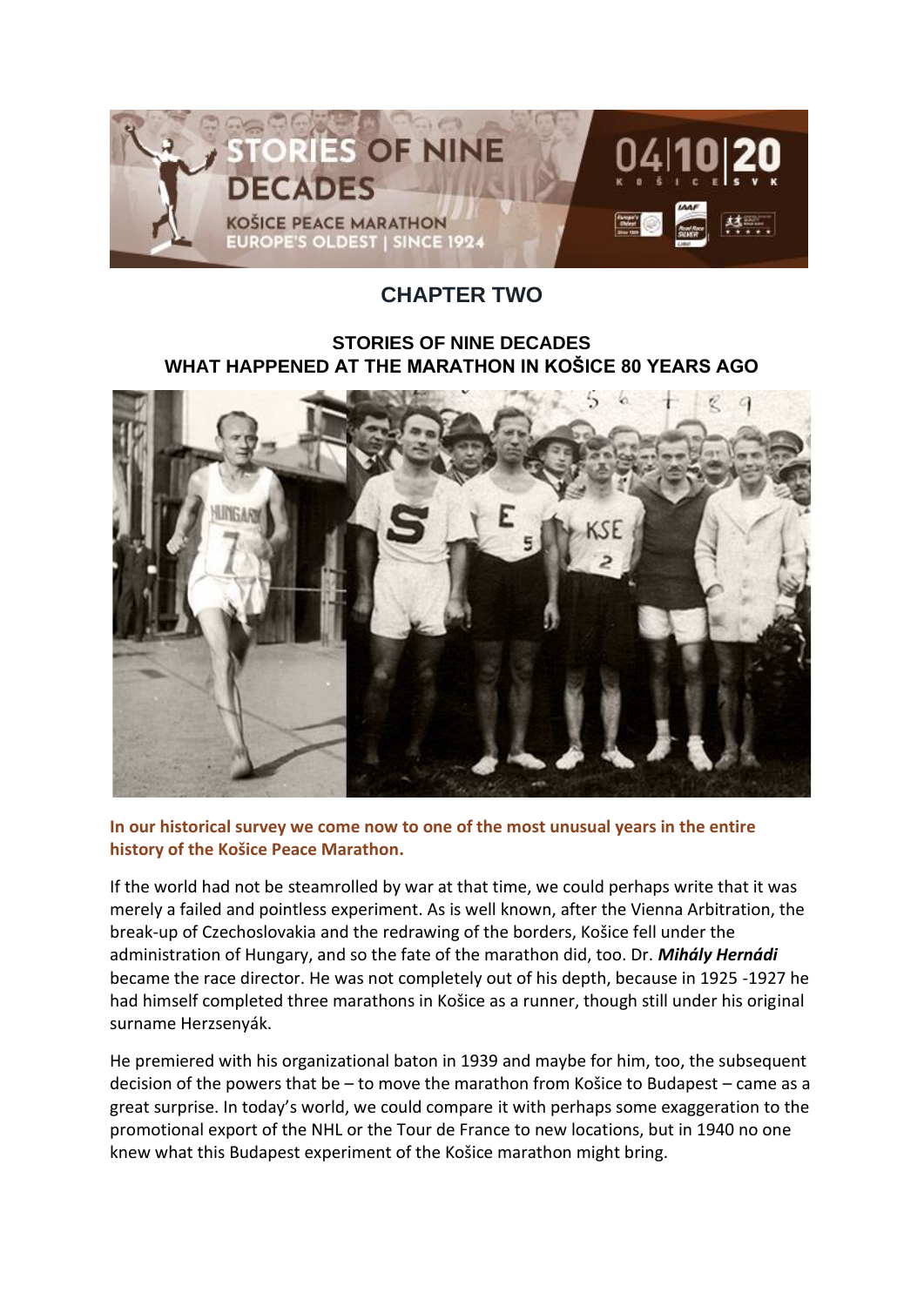# CHAPTER TWO

## STORIES OF NINE DECADES
## WHAT HAPPENED AT THE MARATHON IN KOŠICE 80 YEARS AGO

**In our historical survey we come now to one of the most unusual years in the entire history of the Košice Peace Marathon.**

If the world had not be steamrolled by war at that time, we could perhaps write that it was merely a failed and pointless experiment. As is well known, after the Vienna Arbitration, the break-up of Czechoslovakia and the redrawing of the borders, Košice fell under the administration of Hungary, and so the fate of the marathon did, too. Dr. ***Mihály Hernádi*** became the race director. He was not completely out of his depth, because in 1925 -1927 he had himself completed three marathons in Košice as a runner, though still under his original surname Herzsenyák.

He premiered with his organizational baton in 1939 and maybe for him, too, the subsequent decision of the powers that be – to move the marathon from Košice to Budapest – came as a great surprise. In today's world, we could compare it with perhaps some exaggeration to the promotional export of the NHL or the Tour de France to new locations, but in 1940 no one knew what this Budapest experiment of the Košice marathon might bring.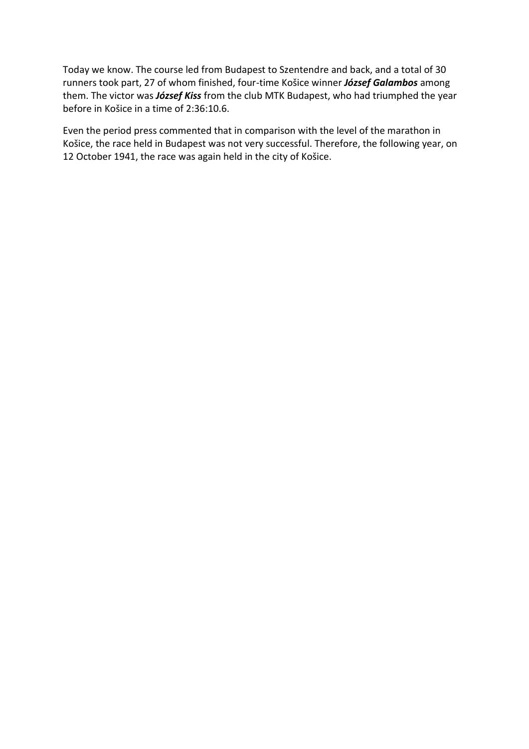Today we know. The course led from Budapest to Szentendre and back, and a total of 30 runners took part, 27 of whom finished, four-time Košice winner ***József Galambos*** among them. The victor was ***József Kiss*** from the club MTK Budapest, who had triumphed the year before in Košice in a time of 2:36:10.6.

Even the period press commented that in comparison with the level of the marathon in Košice, the race held in Budapest was not very successful. Therefore, the following year, on 12 October 1941, the race was again held in the city of Košice.